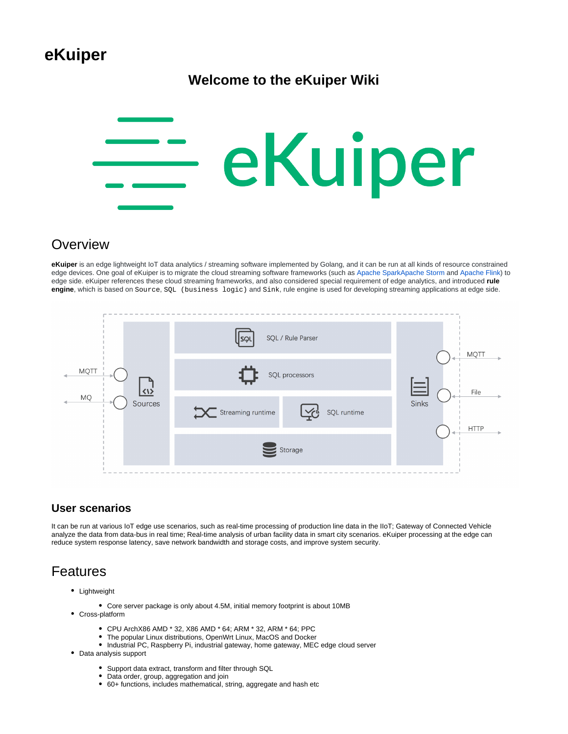# eKuiper

## Welcome to the eKuiper Wiki

## Overview

**eKuiper** is an edge lightweight IoT data analytics / streaming software implemented by Golang, and it can be run at all kinds of resource constrained edge devices. One goal of eKuiper is to migrate the cloud streaming software frameworks (such as Apache SparkApache Storm and Apache Flink) to edge side. eKuiper references these cloud streaming frameworks, and also considered special requirement of edge analytics, and introduced **rule engine**, which is based on `Source`, `SQL (business logic)` and `Sink`, rule engine is used for developing streaming applications at edge side.

### User scenarios

It can be run at various IoT edge use scenarios, such as real-time processing of production line data in the IIoT; Gateway of Connected Vehicle analyze the data from data-bus in real time; Real-time analysis of urban facility data in smart city scenarios. eKuiper processing at the edge can reduce system response latency, save network bandwidth and storage costs, and improve system security.

## Features

- Lightweight
  - Core server package is only about 4.5M, initial memory footprint is about 10MB
- Cross-platform
  - CPU ArchX86 AMD * 32, X86 AMD * 64; ARM * 32, ARM * 64; PPC
  - The popular Linux distributions, OpenWrt Linux, MacOS and Docker
  - Industrial PC, Raspberry Pi, industrial gateway, home gateway, MEC edge cloud server
- Data analysis support
  - Support data extract, transform and filter through SQL
  - Data order, group, aggregation and join
  - 60+ functions, includes mathematical, string, aggregate and hash etc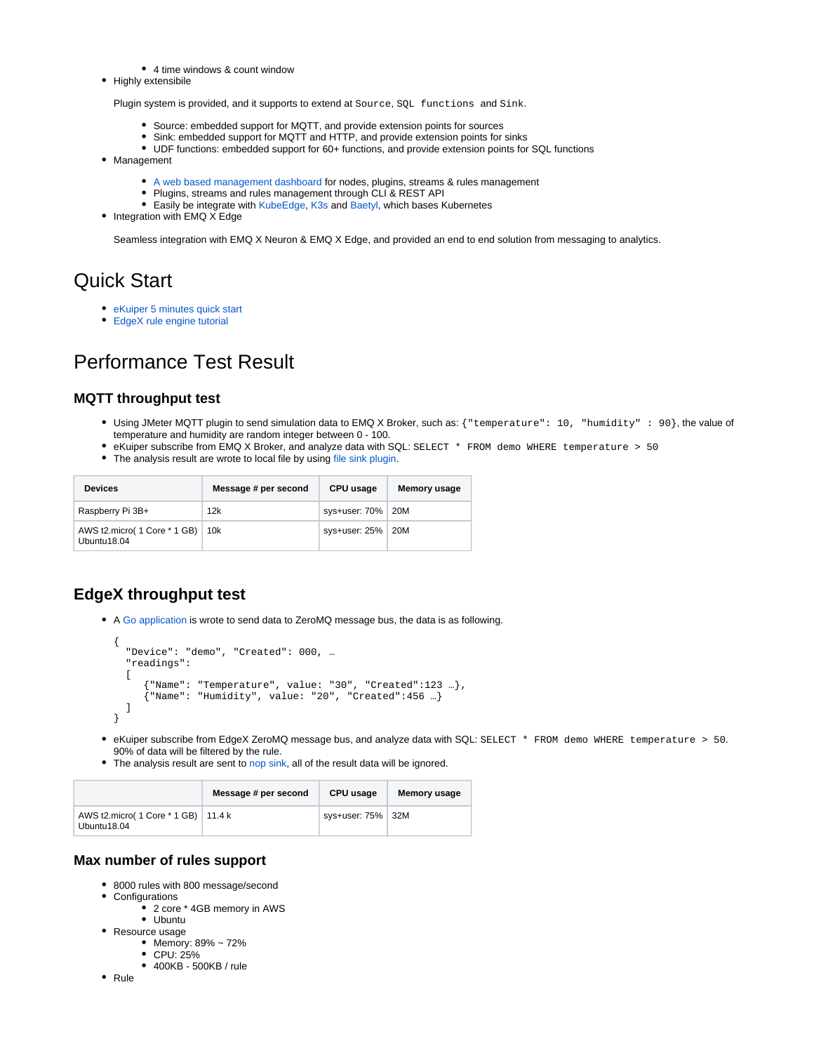- 4 time windows & count window
- Highly extensibile

  Plugin system is provided, and it supports to extend at `Source`, `SQL functions` and `Sink`.

    - Source: embedded support for MQTT, and provide extension points for sources
    - Sink: embedded support for MQTT and HTTP, and provide extension points for sinks
    - UDF functions: embedded support for 60+ functions, and provide extension points for SQL functions
- Management
    - A web based management dashboard for nodes, plugins, streams & rules management
    - Plugins, streams and rules management through CLI & REST API
    - Easily be integrate with KubeEdge, K3s and Baetyl, which bases Kubernetes
- Integration with EMQ X Edge

  Seamless integration with EMQ X Neuron & EMQ X Edge, and provided an end to end solution from messaging to analytics.

# Quick Start

- eKuiper 5 minutes quick start
- EdgeX rule engine tutorial

# Performance Test Result

## MQTT throughput test

- Using JMeter MQTT plugin to send simulation data to EMQ X Broker, such as: `{"temperature": 10, "humidity" : 90}`, the value of temperature and humidity are random integer between 0 - 100.
- eKuiper subscribe from EMQ X Broker, and analyze data with SQL: `SELECT * FROM demo WHERE temperature > 50`
- The analysis result are wrote to local file by using file sink plugin.

| Devices | Message # per second | CPU usage | Memory usage |
|---|---|---|---|
| Raspberry Pi 3B+ | 12k | sys+user: 70% | 20M |
| AWS t2.micro( 1 Core * 1 GB) Ubuntu18.04 | 10k | sys+user: 25% | 20M |

## EdgeX throughput test

- A Go application is wrote to send data to ZeroMQ message bus, the data is as following.

```
{
  "Device": "demo", "Created": 000, …
  "readings":
  [
     {"Name": "Temperature", value: "30", "Created":123 …},
     {"Name": "Humidity", value: "20", "Created":456 …}
  ]
}
```

- eKuiper subscribe from EdgeX ZeroMQ message bus, and analyze data with SQL: `SELECT * FROM demo WHERE temperature > 50`. 90% of data will be filtered by the rule.
- The analysis result are sent to nop sink, all of the result data will be ignored.

| | Message # per second | CPU usage | Memory usage |
|---|---|---|---|
| AWS t2.micro( 1 Core * 1 GB) Ubuntu18.04 | 11.4 k | sys+user: 75% | 32M |

### Max number of rules support

- 8000 rules with 800 message/second
- Configurations
    - 2 core * 4GB memory in AWS
    - Ubuntu
- Resource usage
    - Memory: 89% ~ 72%
    - CPU: 25%
    - 400KB - 500KB / rule
- Rule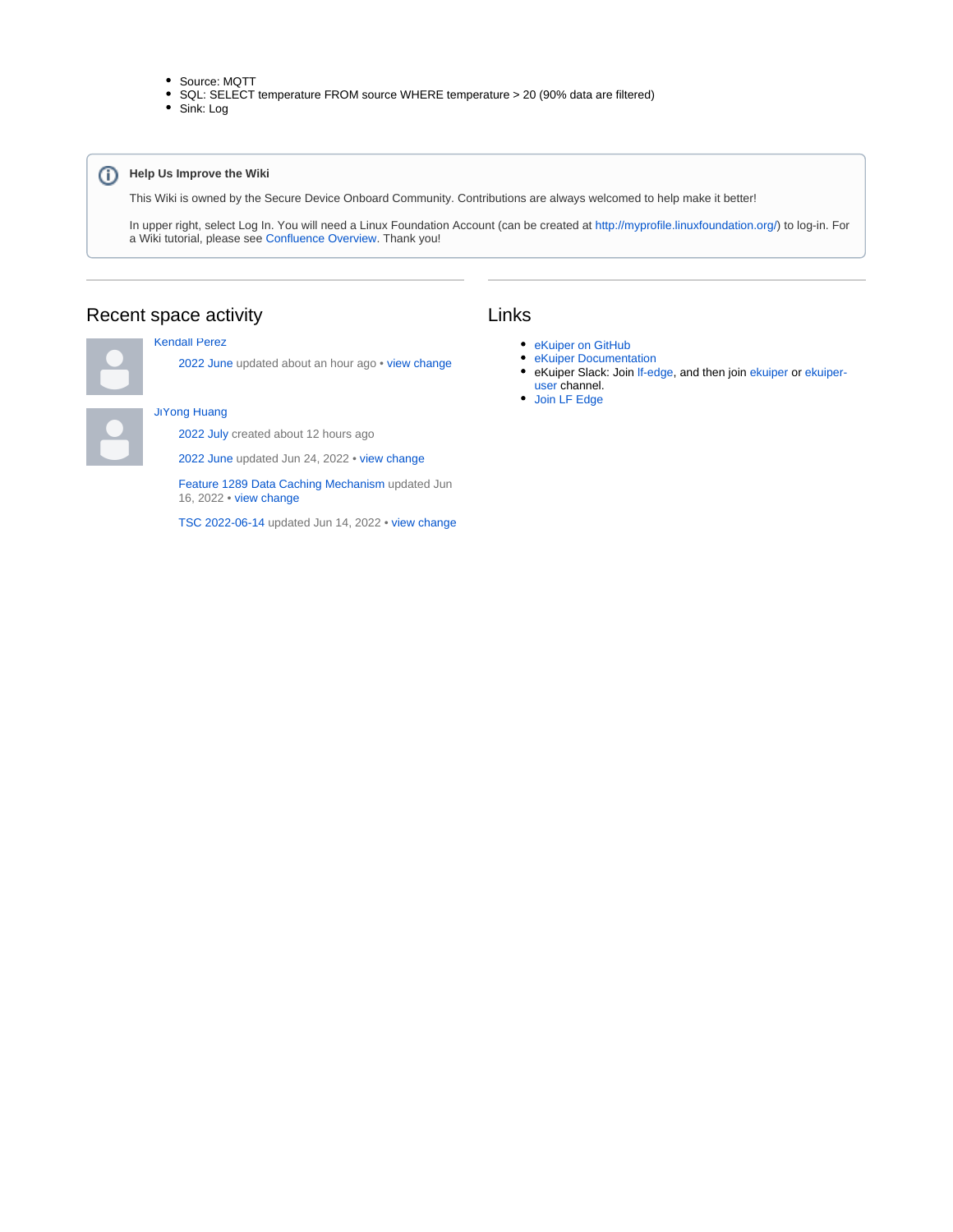- Source: MQTT
- SQL: SELECT temperature FROM source WHERE temperature > 20 (90% data are filtered)
- Sink: Log

**Help Us Improve the Wiki**

This Wiki is owned by the Secure Device Onboard Community. Contributions are always welcomed to help make it better!

In upper right, select Log In. You will need a Linux Foundation Account (can be created at http://myprofile.linuxfoundation.org/) to log-in. For a Wiki tutorial, please see Confluence Overview. Thank you!

## Recent space activity

Kendall Perez

2022 June updated about an hour ago • view change

JiYong Huang

2022 July created about 12 hours ago

2022 June updated Jun 24, 2022 • view change

Feature 1289 Data Caching Mechanism updated Jun 16, 2022 • view change

TSC 2022-06-14 updated Jun 14, 2022 • view change

## Links

- eKuiper on GitHub
- eKuiper Documentation
- eKuiper Slack: Join lf-edge, and then join ekuiper or ekuiper-user channel.
- Join LF Edge